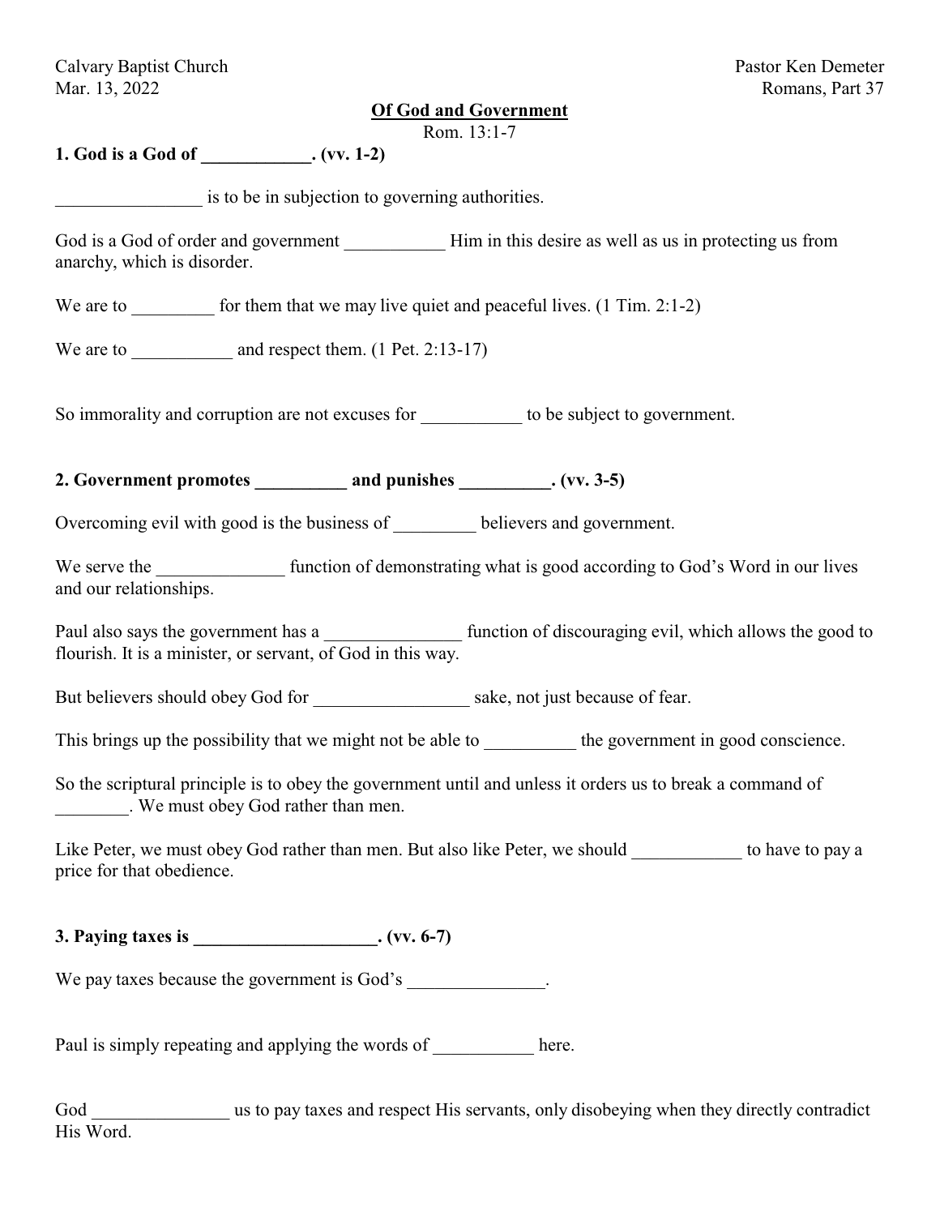Calvary Baptist Church
Mar. 13, 2022

Pastor Ken Demeter
Romans, Part 37

# Of God and Government

Rom. 13:1-7

## 1. God is a God of ____________. (vv. 1-2)

________________ is to be in subjection to governing authorities.

God is a God of order and government ___________ Him in this desire as well as us in protecting us from anarchy, which is disorder.

We are to _________ for them that we may live quiet and peaceful lives. (1 Tim. 2:1-2)

We are to ___________ and respect them. (1 Pet. 2:13-17)

So immorality and corruption are not excuses for ___________ to be subject to government.

## 2. Government promotes __________ and punishes __________. (vv. 3-5)

Overcoming evil with good is the business of _________ believers and government.

We serve the ______________ function of demonstrating what is good according to God's Word in our lives and our relationships.

Paul also says the government has a _______________ function of discouraging evil, which allows the good to flourish. It is a minister, or servant, of God in this way.

But believers should obey God for _________________ sake, not just because of fear.

This brings up the possibility that we might not be able to __________ the government in good conscience.

So the scriptural principle is to obey the government until and unless it orders us to break a command of ________. We must obey God rather than men.

Like Peter, we must obey God rather than men. But also like Peter, we should ____________ to have to pay a price for that obedience.

## 3. Paying taxes is ____________________. (vv. 6-7)

We pay taxes because the government is God's _______________.

Paul is simply repeating and applying the words of ___________ here.

God _______________ us to pay taxes and respect His servants, only disobeying when they directly contradict His Word.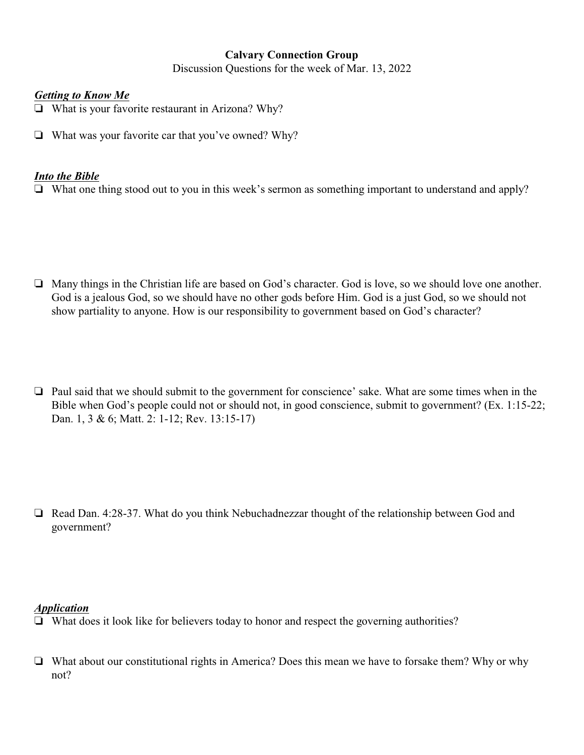**Calvary Connection Group**

Discussion Questions for the week of Mar. 13, 2022

***Getting to Know Me***

- ❑ What is your favorite restaurant in Arizona? Why?
- ❑ What was your favorite car that you've owned? Why?

***Into the Bible***

- ❑ What one thing stood out to you in this week's sermon as something important to understand and apply?
- ❑ Many things in the Christian life are based on God's character. God is love, so we should love one another. God is a jealous God, so we should have no other gods before Him. God is a just God, so we should not show partiality to anyone. How is our responsibility to government based on God's character?
- ❑ Paul said that we should submit to the government for conscience' sake. What are some times when in the Bible when God's people could not or should not, in good conscience, submit to government? (Ex. 1:15-22; Dan. 1, 3 & 6; Matt. 2: 1-12; Rev. 13:15-17)
- ❑ Read Dan. 4:28-37. What do you think Nebuchadnezzar thought of the relationship between God and government?

***Application***

- ❑ What does it look like for believers today to honor and respect the governing authorities?
- ❑ What about our constitutional rights in America? Does this mean we have to forsake them? Why or why not?